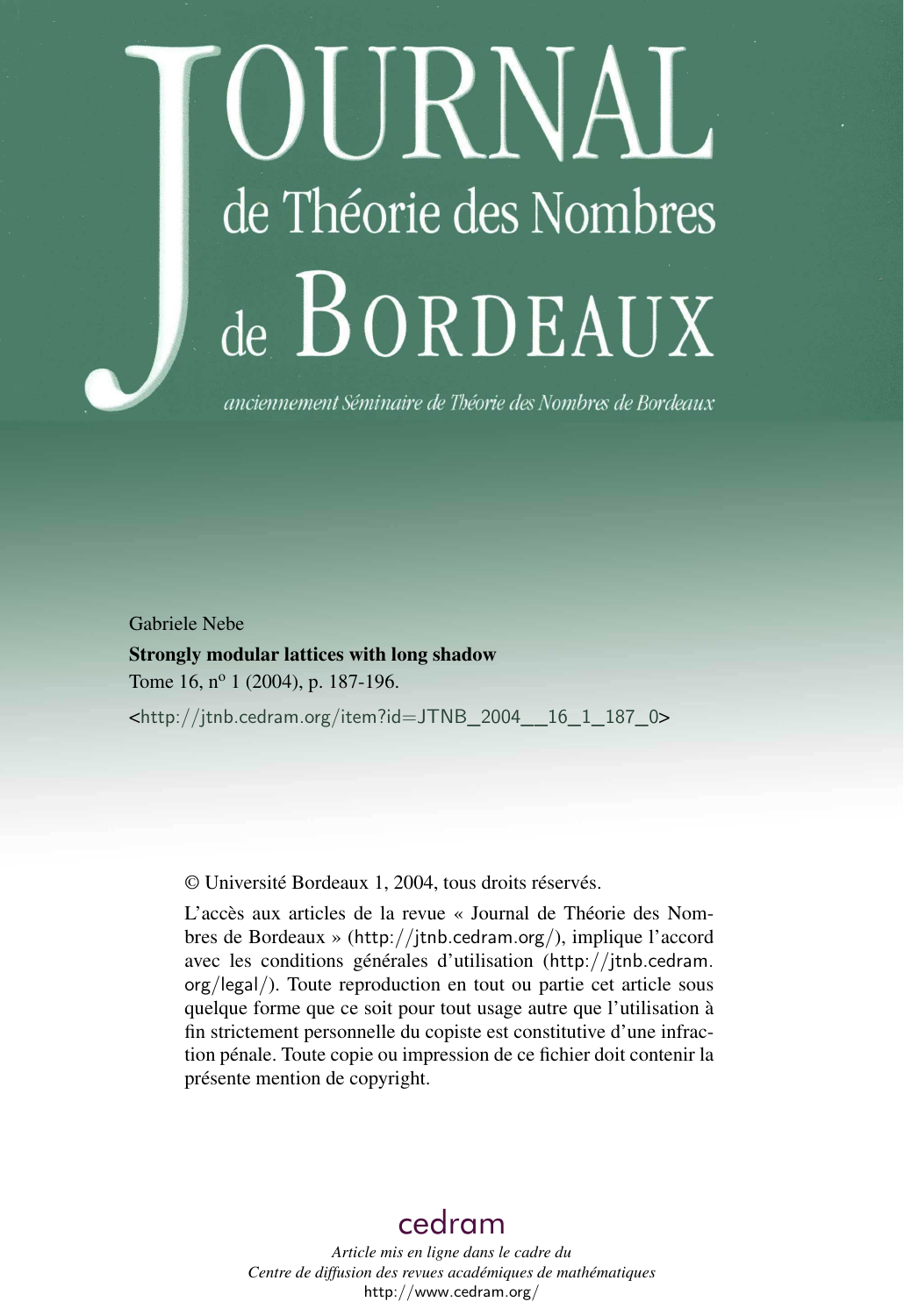# Journal de Théorie des Nombres de Bordeaux

*anciennement Séminaire de Théorie des Nombres de Bordeaux*

Gabriele Nebe

**Strongly modular lattices with long shadow**

Tome 16, n[o] 1 (2004), p. 187-196.

<http://jtnb.cedram.org/item?id=JTNB_2004__16_1_187_0>

© Université Bordeaux 1, 2004, tous droits réservés.

L'accès aux articles de la revue « Journal de Théorie des Nombres de Bordeaux » (http://jtnb.cedram.org/), implique l'accord avec les conditions générales d'utilisation (http://jtnb.cedram.org/legal/). Toute reproduction en tout ou partie cet article sous quelque forme que ce soit pour tout usage autre que l'utilisation à fin strictement personnelle du copiste est constitutive d'une infraction pénale. Toute copie ou impression de ce fichier doit contenir la présente mention de copyright.

cedram

*Article mis en ligne dans le cadre du*
*Centre de diffusion des revues académiques de mathématiques*
http://www.cedram.org/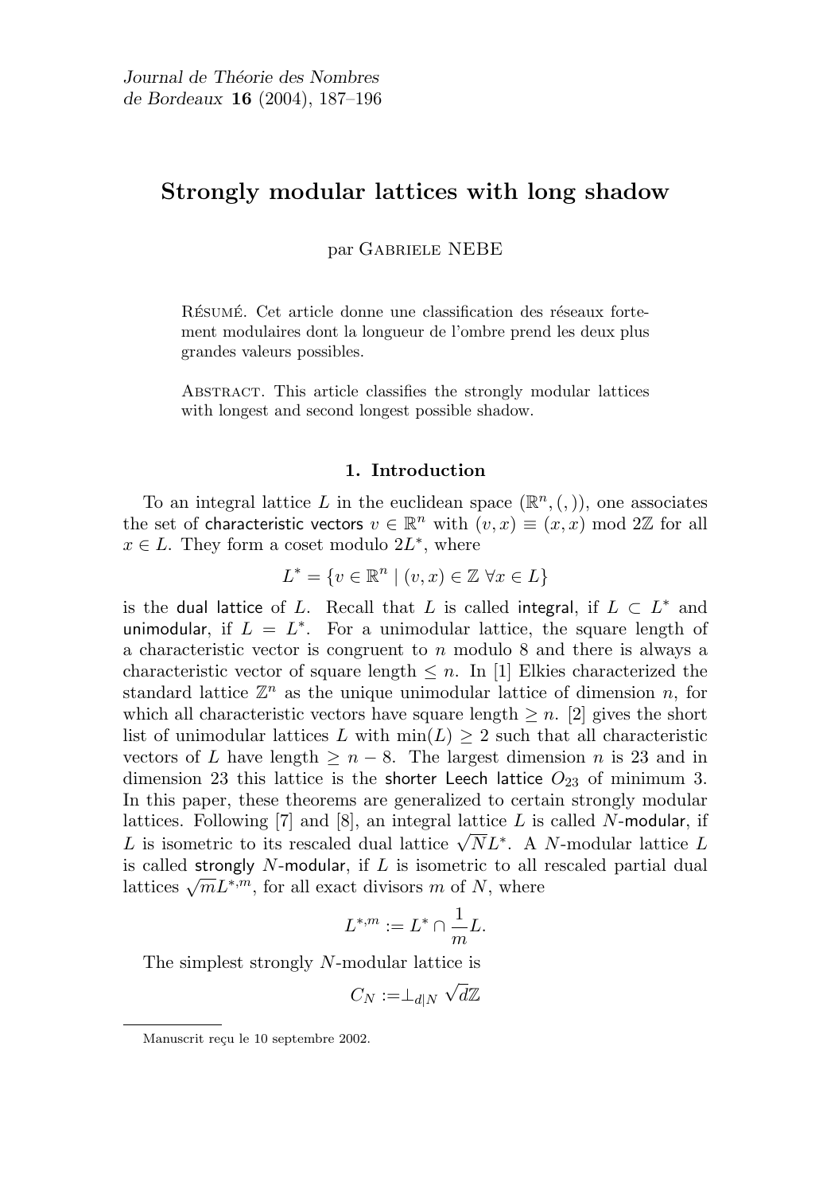Journal de Théorie des Nombres de Bordeaux **16** (2004), 187–196

# Strongly modular lattices with long shadow

par Gabriele NEBE

Résumé. Cet article donne une classification des réseaux fortement modulaires dont la longueur de l'ombre prend les deux plus grandes valeurs possibles.

Abstract. This article classifies the strongly modular lattices with longest and second longest possible shadow.

## 1. Introduction

To an integral lattice $L$ in the euclidean space $(\mathbb{R}^n, (,))$, one associates the set of characteristic vectors $v \in \mathbb{R}^n$ with $(v, x) \equiv (x, x) \bmod 2\mathbb{Z}$ for all $x \in L$. They form a coset modulo $2L^*$, where

$$L^* = \{v \in \mathbb{R}^n \mid (v, x) \in \mathbb{Z} \ \forall x \in L\}$$

is the dual lattice of $L$. Recall that $L$ is called integral, if $L \subset L^*$ and unimodular, if $L = L^*$. For a unimodular lattice, the square length of a characteristic vector is congruent to $n$ modulo 8 and there is always a characteristic vector of square length $\leq n$. In [1] Elkies characterized the standard lattice $\mathbb{Z}^n$ as the unique unimodular lattice of dimension $n$, for which all characteristic vectors have square length $\geq n$. [2] gives the short list of unimodular lattices $L$ with $\min(L) \geq 2$ such that all characteristic vectors of $L$ have length $\geq n - 8$. The largest dimension $n$ is 23 and in dimension 23 this lattice is the shorter Leech lattice $O_{23}$ of minimum 3. In this paper, these theorems are generalized to certain strongly modular lattices. Following [7] and [8], an integral lattice $L$ is called $N$-modular, if $L$ is isometric to its rescaled dual lattice $\sqrt{N}L^*$. A $N$-modular lattice $L$ is called strongly $N$-modular, if $L$ is isometric to all rescaled partial dual lattices $\sqrt{m}L^{*,m}$, for all exact divisors $m$ of $N$, where

$$L^{*,m} := L^* \cap \frac{1}{m}L.$$

The simplest strongly $N$-modular lattice is

$$C_N := \perp_{d|N} \sqrt{d}\mathbb{Z}$$

Manuscrit reçu le 10 septembre 2002.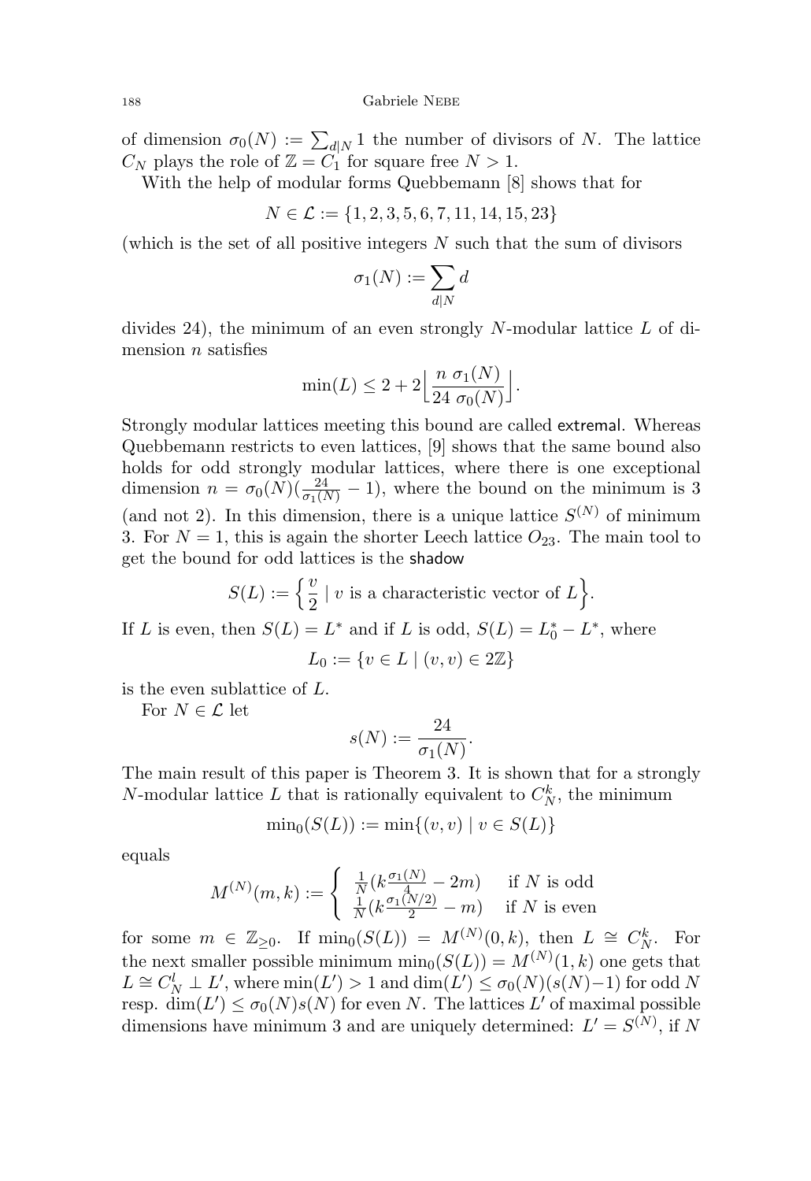of dimension $\sigma_0(N) := \sum_{d|N} 1$ the number of divisors of $N$. The lattice $C_N$ plays the role of $\mathbb{Z} = C_1$ for square free $N > 1$.

With the help of modular forms Quebbemann [8] shows that for

$$N \in \mathcal{L} := \{1, 2, 3, 5, 6, 7, 11, 14, 15, 23\}$$

(which is the set of all positive integers $N$ such that the sum of divisors

$$\sigma_1(N) := \sum_{d|N} d$$

divides 24), the minimum of an even strongly $N$-modular lattice $L$ of dimension $n$ satisfies

$$\min(L) \leq 2 + 2\Big\lfloor \frac{n\ \sigma_1(N)}{24\ \sigma_0(N)} \Big\rfloor.$$

Strongly modular lattices meeting this bound are called extremal. Whereas Quebbemann restricts to even lattices, [9] shows that the same bound also holds for odd strongly modular lattices, where there is one exceptional dimension $n = \sigma_0(N)(\frac{24}{\sigma_1(N)} - 1)$, where the bound on the minimum is 3 (and not 2). In this dimension, there is a unique lattice $S^{(N)}$ of minimum 3. For $N = 1$, this is again the shorter Leech lattice $O_{23}$. The main tool to get the bound for odd lattices is the shadow

$$S(L) := \Big\{ \frac{v}{2} \mid v \text{ is a characteristic vector of } L \Big\}.$$

If $L$ is even, then $S(L) = L^*$ and if $L$ is odd, $S(L) = L_0^* - L^*$, where

$$L_0 := \{v \in L \mid (v, v) \in 2\mathbb{Z}\}$$

is the even sublattice of $L$.

For $N \in \mathcal{L}$ let

$$s(N) := \frac{24}{\sigma_1(N)}.$$

The main result of this paper is Theorem 3. It is shown that for a strongly $N$-modular lattice $L$ that is rationally equivalent to $C_N^k$, the minimum

$$\min{}_0(S(L)) := \min\{(v, v) \mid v \in S(L)\}$$

equals

$$M^{(N)}(m, k) := \begin{cases} \frac{1}{N}(k\frac{\sigma_1(N)}{4} - 2m) & \text{if } N \text{ is odd} \\ \frac{1}{N}(k\frac{\sigma_1(N/2)}{2} - m) & \text{if } N \text{ is even} \end{cases}$$

for some $m \in \mathbb{Z}_{\geq 0}$. If $\min_0(S(L)) = M^{(N)}(0, k)$, then $L \cong C_N^k$. For the next smaller possible minimum $\min_0(S(L)) = M^{(N)}(1, k)$ one gets that $L \cong C_N^l \perp L'$, where $\min(L') > 1$ and $\dim(L') \leq \sigma_0(N)(s(N) - 1)$ for odd $N$ resp. $\dim(L') \leq \sigma_0(N)s(N)$ for even $N$. The lattices $L'$ of maximal possible dimensions have minimum 3 and are uniquely determined: $L' = S^{(N)}$, if $N$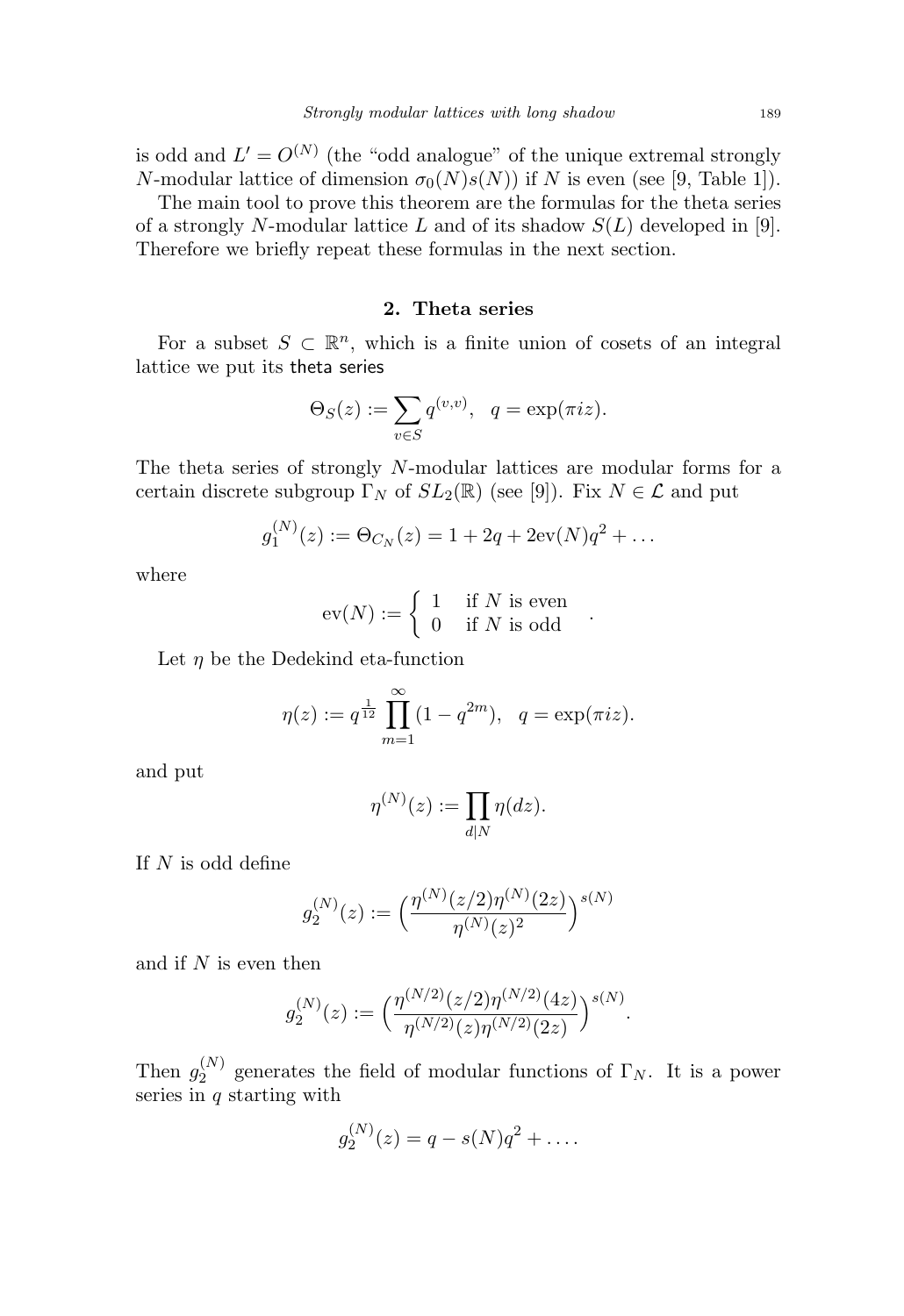is odd and $L' = O^{(N)}$ (the "odd analogue" of the unique extremal strongly $N$-modular lattice of dimension $\sigma_0(N)s(N)$) if $N$ is even (see [9, Table 1]).

The main tool to prove this theorem are the formulas for the theta series of a strongly $N$-modular lattice $L$ and of its shadow $S(L)$ developed in [9]. Therefore we briefly repeat these formulas in the next section.

## 2. Theta series

For a subset $S \subset \mathbb{R}^n$, which is a finite union of cosets of an integral lattice we put its theta series

$$\Theta_S(z) := \sum_{v \in S} q^{(v,v)}, \quad q = \exp(\pi i z).$$

The theta series of strongly $N$-modular lattices are modular forms for a certain discrete subgroup $\Gamma_N$ of $SL_2(\mathbb{R})$ (see [9]). Fix $N \in \mathcal{L}$ and put

$$g_1^{(N)}(z) := \Theta_{C_N}(z) = 1 + 2q + 2\mathrm{ev}(N)q^2 + \dots$$

where

$$\mathrm{ev}(N) := \begin{cases} 1 & \text{if } N \text{ is even} \\ 0 & \text{if } N \text{ is odd} \end{cases}.$$

Let $\eta$ be the Dedekind eta-function

$$\eta(z) := q^{\frac{1}{12}} \prod_{m=1}^{\infty} (1 - q^{2m}), \quad q = \exp(\pi i z).$$

and put

$$\eta^{(N)}(z) := \prod_{d|N} \eta(dz).$$

If $N$ is odd define

$$g_2^{(N)}(z) := \Big( \frac{\eta^{(N)}(z/2)\eta^{(N)}(2z)}{\eta^{(N)}(z)^2} \Big)^{s(N)}$$

and if $N$ is even then

$$g_2^{(N)}(z) := \Big( \frac{\eta^{(N/2)}(z/2)\eta^{(N/2)}(4z)}{\eta^{(N/2)}(z)\eta^{(N/2)}(2z)} \Big)^{s(N)}.$$

Then $g_2^{(N)}$ generates the field of modular functions of $\Gamma_N$. It is a power series in $q$ starting with

$$g_2^{(N)}(z) = q - s(N)q^2 + \dots.$$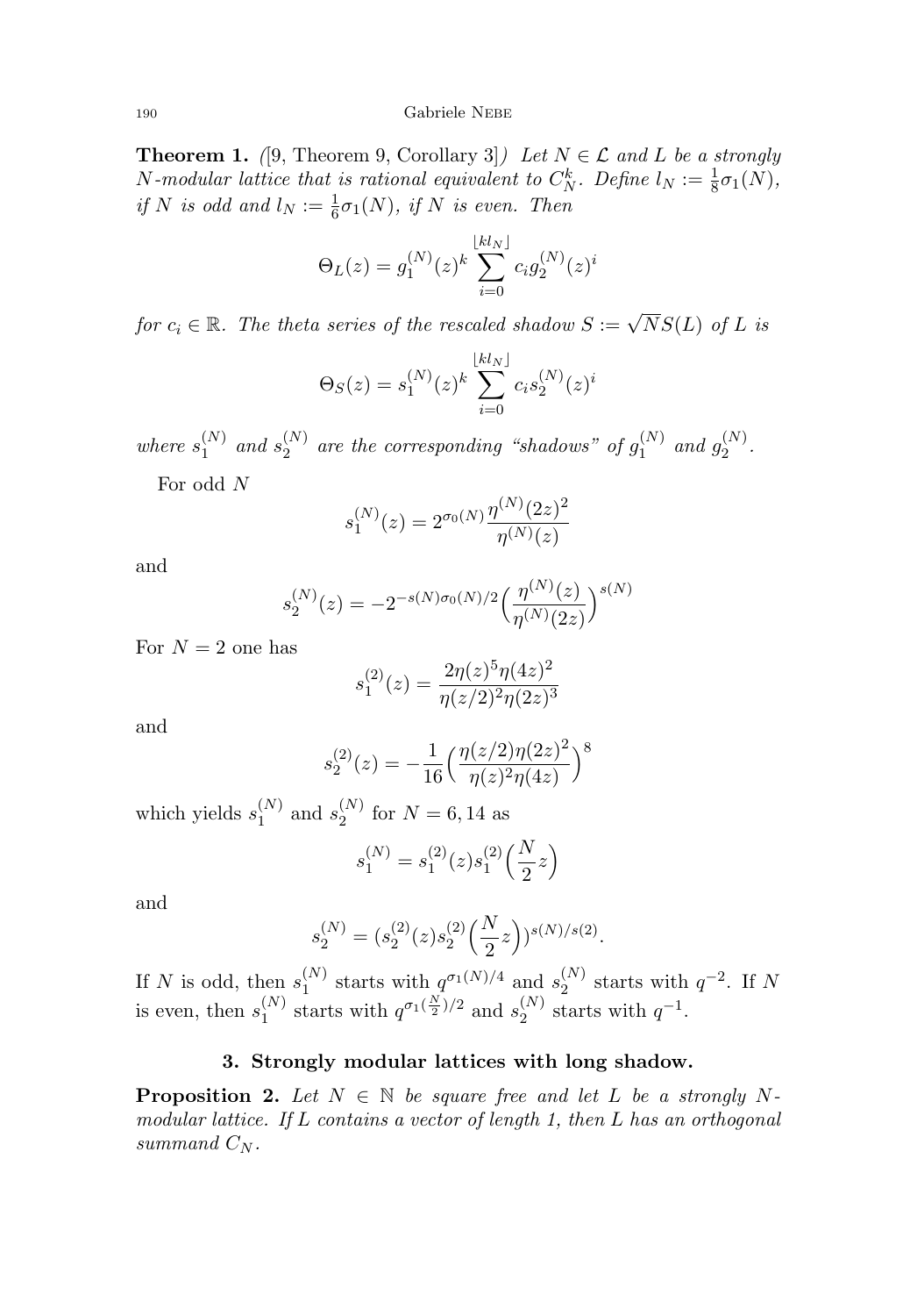**Theorem 1.** *([9, Theorem 9, Corollary 3]) Let $N \in \mathcal{L}$ and $L$ be a strongly $N$-modular lattice that is rational equivalent to $C_N^k$. Define $l_N := \frac{1}{8}\sigma_1(N)$, if $N$ is odd and $l_N := \frac{1}{6}\sigma_1(N)$, if $N$ is even. Then*

$$\Theta_L(z) = g_1^{(N)}(z)^k \sum_{i=0}^{\lfloor kl_N \rfloor} c_i g_2^{(N)}(z)^i$$

*for $c_i \in \mathbb{R}$. The theta series of the rescaled shadow $S := \sqrt{N}S(L)$ of $L$ is*

$$\Theta_S(z) = s_1^{(N)}(z)^k \sum_{i=0}^{\lfloor kl_N \rfloor} c_i s_2^{(N)}(z)^i$$

*where $s_1^{(N)}$ and $s_2^{(N)}$ are the corresponding "shadows" of $g_1^{(N)}$ and $g_2^{(N)}$.*

For odd $N$

$$s_1^{(N)}(z) = 2^{\sigma_0(N)} \frac{\eta^{(N)}(2z)^2}{\eta^{(N)}(z)}$$

and

$$s_2^{(N)}(z) = -2^{-s(N)\sigma_0(N)/2} \Big( \frac{\eta^{(N)}(z)}{\eta^{(N)}(2z)} \Big)^{s(N)}$$

For $N = 2$ one has

$$s_1^{(2)}(z) = \frac{2\eta(z)^5 \eta(4z)^2}{\eta(z/2)^2 \eta(2z)^3}$$

and

$$s_2^{(2)}(z) = -\frac{1}{16} \Big( \frac{\eta(z/2)\eta(2z)^2}{\eta(z)^2 \eta(4z)} \Big)^8$$

which yields $s_1^{(N)}$ and $s_2^{(N)}$ for $N = 6, 14$ as

$$s_1^{(N)} = s_1^{(2)}(z) s_1^{(2)}\Big(\frac{N}{2}z\Big)$$

and

$$s_2^{(N)} = (s_2^{(2)}(z) s_2^{(2)}\Big(\frac{N}{2}z\Big))^{s(N)/s(2)}.$$

If $N$ is odd, then $s_1^{(N)}$ starts with $q^{\sigma_1(N)/4}$ and $s_2^{(N)}$ starts with $q^{-2}$. If $N$ is even, then $s_1^{(N)}$ starts with $q^{\sigma_1(\frac{N}{2})/2}$ and $s_2^{(N)}$ starts with $q^{-1}$.

## 3. Strongly modular lattices with long shadow.

**Proposition 2.** *Let $N \in \mathbb{N}$ be square free and let $L$ be a strongly $N$-modular lattice. If $L$ contains a vector of length 1, then $L$ has an orthogonal summand $C_N$.*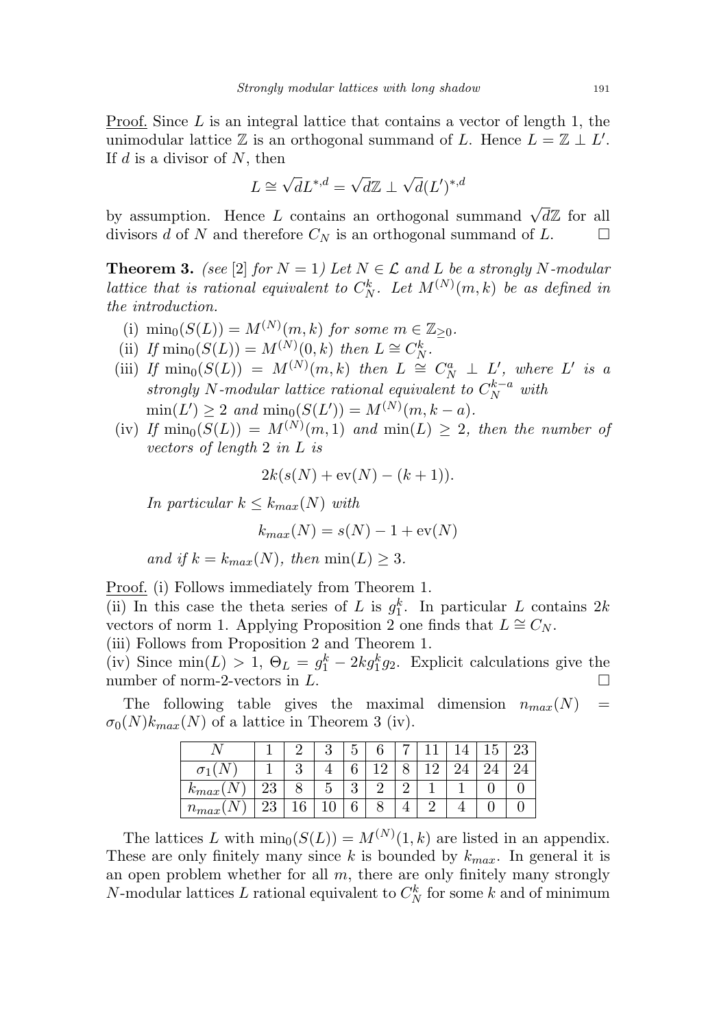Proof. Since $L$ is an integral lattice that contains a vector of length 1, the unimodular lattice $\mathbb{Z}$ is an orthogonal summand of $L$. Hence $L = \mathbb{Z} \perp L'$. If $d$ is a divisor of $N$, then

$$L \cong \sqrt{d}L^{*,d} = \sqrt{d}\mathbb{Z} \perp \sqrt{d}(L')^{*,d}$$

by assumption. Hence $L$ contains an orthogonal summand $\sqrt{d}\mathbb{Z}$ for all divisors $d$ of $N$ and therefore $C_N$ is an orthogonal summand of $L$. $\square$

**Theorem 3.** *(see [2] for $N = 1$) Let $N \in \mathcal{L}$ and $L$ be a strongly $N$-modular lattice that is rational equivalent to $C_N^k$. Let $M^{(N)}(m,k)$ be as defined in the introduction.*

(i) *$\min_0(S(L)) = M^{(N)}(m,k)$ for some $m \in \mathbb{Z}_{\geq 0}$.*

(ii) *If $\min_0(S(L)) = M^{(N)}(0,k)$ then $L \cong C_N^k$.*

(iii) *If $\min_0(S(L)) = M^{(N)}(m,k)$ then $L \cong C_N^a \perp L'$, where $L'$ is a strongly $N$-modular lattice rational equivalent to $C_N^{k-a}$ with $\min(L') \geq 2$ and $\min_0(S(L')) = M^{(N)}(m, k-a)$.*

(iv) *If $\min_0(S(L)) = M^{(N)}(m,1)$ and $\min(L) \geq 2$, then the number of vectors of length 2 in $L$ is*

$$2k(s(N) + \mathrm{ev}(N) - (k+1)).$$

*In particular $k \leq k_{max}(N)$ with*

$$k_{max}(N) = s(N) - 1 + \mathrm{ev}(N)$$

*and if $k = k_{max}(N)$, then $\min(L) \geq 3$.*

Proof. (i) Follows immediately from Theorem 1.
(ii) In this case the theta series of $L$ is $g_1^k$. In particular $L$ contains $2k$ vectors of norm 1. Applying Proposition 2 one finds that $L \cong C_N$.
(iii) Follows from Proposition 2 and Theorem 1.
(iv) Since $\min(L) > 1$, $\Theta_L = g_1^k - 2kg_1^k g_2$. Explicit calculations give the number of norm-2-vectors in $L$. $\square$

The following table gives the maximal dimension $n_{max}(N) = \sigma_0(N) k_{max}(N)$ of a lattice in Theorem 3 (iv).

| $N$ | 1 | 2 | 3 | 5 | 6 | 7 | 11 | 14 | 15 | 23 |
|---|---|---|---|---|---|---|---|---|---|---|
| $\sigma_1(N)$ | 1 | 3 | 4 | 6 | 12 | 8 | 12 | 24 | 24 | 24 |
| $k_{max}(N)$ | 23 | 8 | 5 | 3 | 2 | 2 | 1 | 1 | 0 | 0 |
| $n_{max}(N)$ | 23 | 16 | 10 | 6 | 8 | 4 | 2 | 4 | 0 | 0 |

The lattices $L$ with $\min_0(S(L)) = M^{(N)}(1,k)$ are listed in an appendix. These are only finitely many since $k$ is bounded by $k_{max}$. In general it is an open problem whether for all $m$, there are only finitely many strongly $N$-modular lattices $L$ rational equivalent to $C_N^k$ for some $k$ and of minimum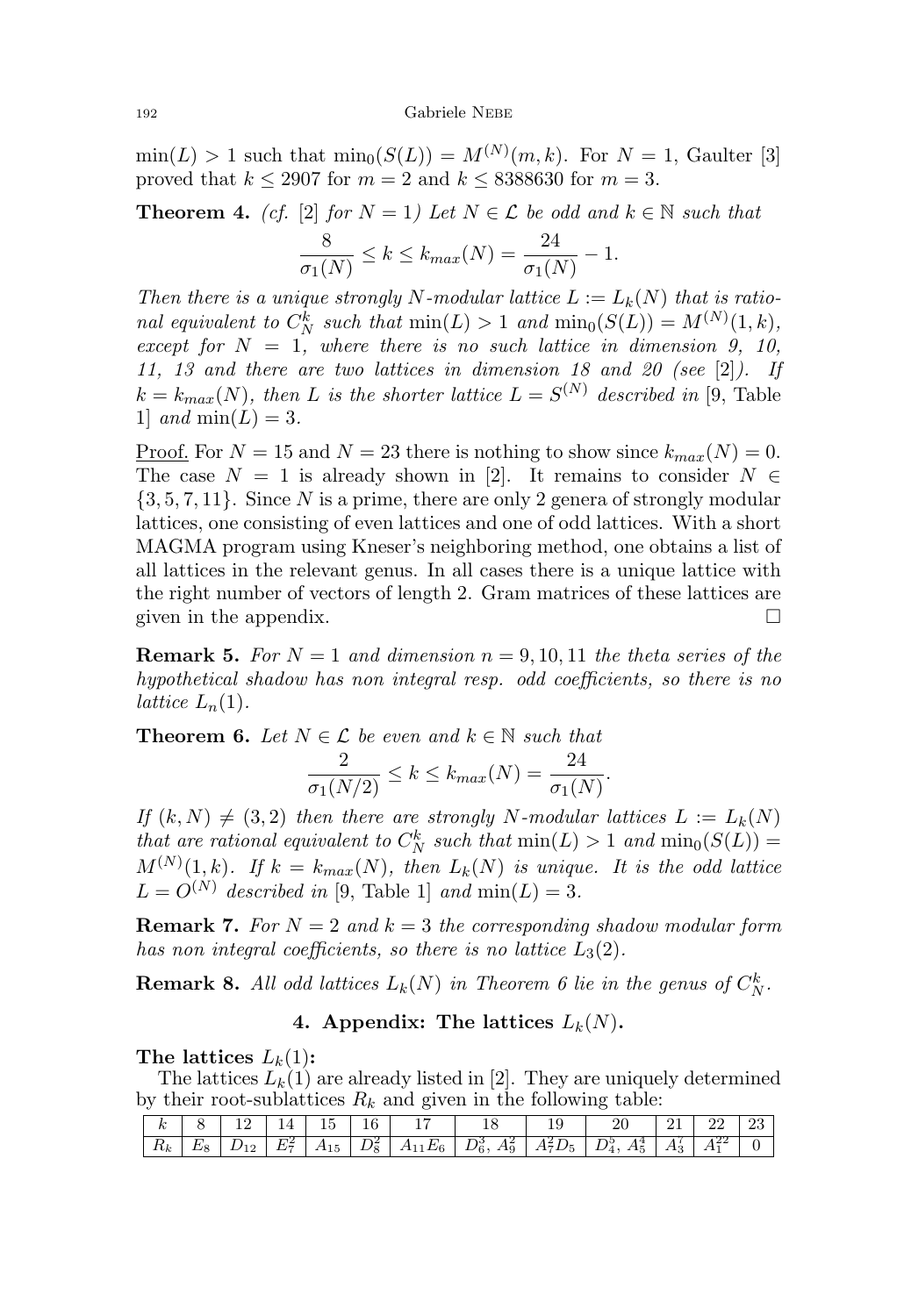$\min(L) > 1$ such that $\min_0(S(L)) = M^{(N)}(m,k)$. For $N = 1$, Gaulter [3] proved that $k \leq 2907$ for $m = 2$ and $k \leq 8388630$ for $m = 3$.

**Theorem 4.** *(cf. [2] for $N = 1$) Let $N \in \mathcal{L}$ be odd and $k \in \mathbb{N}$ such that*

$$\frac{8}{\sigma_1(N)} \leq k \leq k_{max}(N) = \frac{24}{\sigma_1(N)} - 1.$$

*Then there is a unique strongly $N$-modular lattice $L := L_k(N)$ that is rational equivalent to $C_N^k$ such that $\min(L) > 1$ and $\min_0(S(L)) = M^{(N)}(1,k)$, except for $N = 1$, where there is no such lattice in dimension 9, 10, 11, 13 and there are two lattices in dimension 18 and 20 (see [2]). If $k = k_{max}(N)$, then $L$ is the shorter lattice $L = S^{(N)}$ described in [9, Table 1] and $\min(L) = 3$.*

Proof. For $N = 15$ and $N = 23$ there is nothing to show since $k_{max}(N) = 0$. The case $N = 1$ is already shown in [2]. It remains to consider $N \in \{3, 5, 7, 11\}$. Since $N$ is a prime, there are only 2 genera of strongly modular lattices, one consisting of even lattices and one of odd lattices. With a short MAGMA program using Kneser's neighboring method, one obtains a list of all lattices in the relevant genus. In all cases there is a unique lattice with the right number of vectors of length 2. Gram matrices of these lattices are given in the appendix. □

**Remark 5.** *For $N = 1$ and dimension $n = 9, 10, 11$ the theta series of the hypothetical shadow has non integral resp. odd coefficients, so there is no lattice $L_n(1)$.*

**Theorem 6.** *Let $N \in \mathcal{L}$ be even and $k \in \mathbb{N}$ such that*

$$\frac{2}{\sigma_1(N/2)} \leq k \leq k_{max}(N) = \frac{24}{\sigma_1(N)}.$$

*If $(k, N) \neq (3, 2)$ then there are strongly $N$-modular lattices $L := L_k(N)$ that are rational equivalent to $C_N^k$ such that $\min(L) > 1$ and $\min_0(S(L)) = M^{(N)}(1,k)$. If $k = k_{max}(N)$, then $L_k(N)$ is unique. It is the odd lattice $L = O^{(N)}$ described in [9, Table 1] and $\min(L) = 3$.*

**Remark 7.** *For $N = 2$ and $k = 3$ the corresponding shadow modular form has non integral coefficients, so there is no lattice $L_3(2)$.*

**Remark 8.** *All odd lattices $L_k(N)$ in Theorem 6 lie in the genus of $C_N^k$.*

## 4. Appendix: The lattices $L_k(N)$.

**The lattices $L_k(1)$:**

The lattices $L_k(1)$ are already listed in [2]. They are uniquely determined by their root-sublattices $R_k$ and given in the following table:

| $k$ | 8 | 12 | 14 | 15 | 16 | 17 | 18 | 19 | 20 | 21 | 22 | 23 |
|---|---|---|---|---|---|---|---|---|---|---|---|---|
| $R_k$ | $E_8$ | $D_{12}$ | $E_7^2$ | $A_{15}$ | $D_8^2$ | $A_{11}E_6$ | $D_6^3$, $A_9^2$ | $A_7^2D_5$ | $D_4^5$, $A_5^4$ | $A_3^7$ | $A_1^{22}$ | 0 |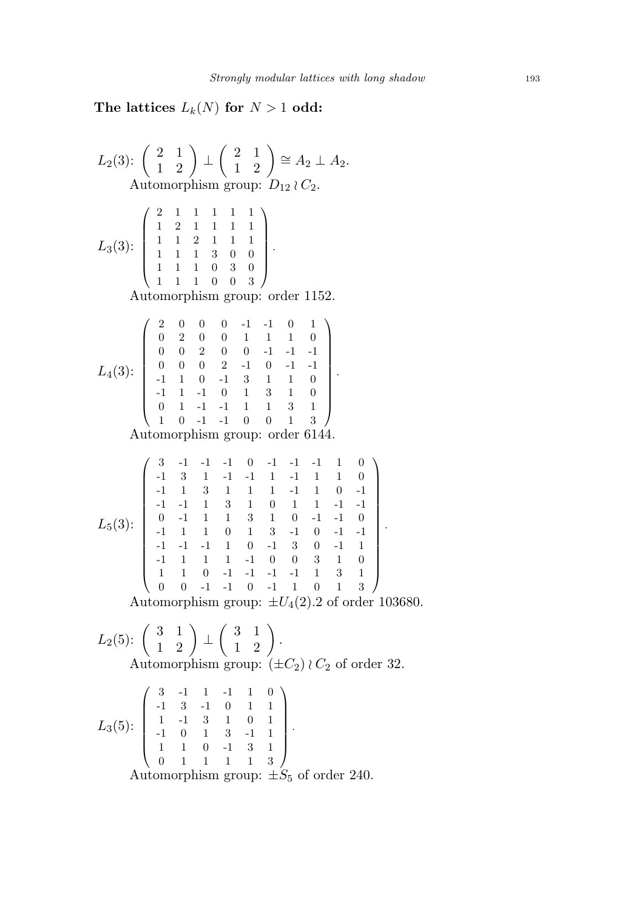**The lattices $L_k(N)$ for $N > 1$ odd:**

$L_2(3)$: $\begin{pmatrix} 2 & 1 \\ 1 & 2 \end{pmatrix} \perp \begin{pmatrix} 2 & 1 \\ 1 & 2 \end{pmatrix} \cong A_2 \perp A_2$.
Automorphism group: $D_{12} \wr C_2$.

$L_3(3)$: $\begin{pmatrix} 2 & 1 & 1 & 1 & 1 & 1 \\ 1 & 2 & 1 & 1 & 1 & 1 \\ 1 & 1 & 2 & 1 & 1 & 1 \\ 1 & 1 & 1 & 3 & 0 & 0 \\ 1 & 1 & 1 & 0 & 3 & 0 \\ 1 & 1 & 1 & 0 & 0 & 3 \end{pmatrix}$.
Automorphism group: order 1152.

$L_4(3)$: $\begin{pmatrix} 2 & 0 & 0 & 0 & -1 & -1 & 0 & 1 \\ 0 & 2 & 0 & 0 & 1 & 1 & 1 & 0 \\ 0 & 0 & 2 & 0 & 0 & -1 & -1 & -1 \\ 0 & 0 & 0 & 2 & -1 & 0 & -1 & -1 \\ -1 & 1 & 0 & -1 & 3 & 1 & 1 & 0 \\ -1 & 1 & -1 & 0 & 1 & 3 & 1 & 0 \\ 0 & 1 & -1 & -1 & 1 & 1 & 3 & 1 \\ 1 & 0 & -1 & -1 & 0 & 0 & 1 & 3 \end{pmatrix}$.
Automorphism group: order 6144.

$L_5(3)$: $\begin{pmatrix} 3 & -1 & -1 & -1 & 0 & -1 & -1 & -1 & 1 & 0 \\ -1 & 3 & 1 & -1 & -1 & 1 & -1 & 1 & 1 & 0 \\ -1 & 1 & 3 & 1 & 1 & 1 & -1 & 1 & 0 & -1 \\ -1 & -1 & 1 & 3 & 1 & 0 & 1 & 1 & -1 & -1 \\ 0 & -1 & 1 & 1 & 3 & 1 & 0 & -1 & -1 & 0 \\ -1 & 1 & 1 & 0 & 1 & 3 & -1 & 0 & -1 & -1 \\ -1 & -1 & -1 & 1 & 0 & -1 & 3 & 0 & -1 & 1 \\ -1 & 1 & 1 & 1 & -1 & 0 & 0 & 3 & 1 & 0 \\ 1 & 1 & 0 & -1 & -1 & -1 & -1 & 1 & 3 & 1 \\ 0 & 0 & -1 & -1 & 0 & -1 & 1 & 0 & 1 & 3 \end{pmatrix}$.
Automorphism group: $\pm U_4(2).2$ of order 103680.

$L_2(5)$: $\begin{pmatrix} 3 & 1 \\ 1 & 2 \end{pmatrix} \perp \begin{pmatrix} 3 & 1 \\ 1 & 2 \end{pmatrix}$.
Automorphism group: $(\pm C_2) \wr C_2$ of order 32.

$L_3(5)$: $\begin{pmatrix} 3 & -1 & 1 & -1 & 1 & 0 \\ -1 & 3 & -1 & 0 & 1 & 1 \\ 1 & -1 & 3 & 1 & 0 & 1 \\ -1 & 0 & 1 & 3 & -1 & 1 \\ 1 & 1 & 0 & -1 & 3 & 1 \\ 0 & 1 & 1 & 1 & 1 & 3 \end{pmatrix}$.
Automorphism group: $\pm S_5$ of order 240.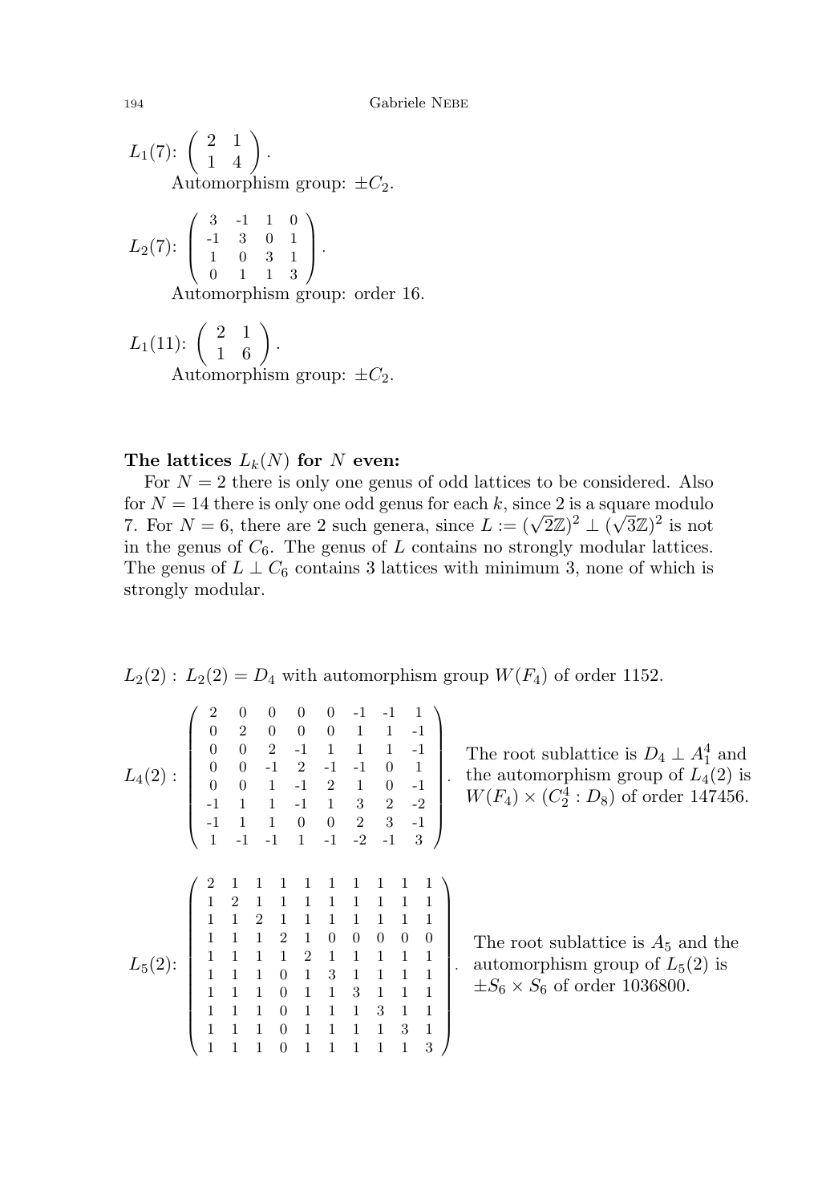$L_1(7)$: $\begin{pmatrix} 2 & 1 \\ 1 & 4 \end{pmatrix}$.

Automorphism group: $\pm C_2$.

$L_2(7)$: $\begin{pmatrix} 3 & -1 & 1 & 0 \\ -1 & 3 & 0 & 1 \\ 1 & 0 & 3 & 1 \\ 0 & 1 & 1 & 3 \end{pmatrix}$.

Automorphism group: order 16.

$L_1(11)$: $\begin{pmatrix} 2 & 1 \\ 1 & 6 \end{pmatrix}$.

Automorphism group: $\pm C_2$.

**The lattices $L_k(N)$ for $N$ even:**

For $N = 2$ there is only one genus of odd lattices to be considered. Also for $N = 14$ there is only one odd genus for each $k$, since 2 is a square modulo 7. For $N = 6$, there are 2 such genera, since $L := (\sqrt{2}\mathbb{Z})^2 \perp (\sqrt{3}\mathbb{Z})^2$ is not in the genus of $C_6$. The genus of $L$ contains no strongly modular lattices. The genus of $L \perp C_6$ contains 3 lattices with minimum 3, none of which is strongly modular.

$L_2(2)$ : $L_2(2) = D_4$ with automorphism group $W(F_4)$ of order 1152.

$L_4(2)$ : $\begin{pmatrix} 2 & 0 & 0 & 0 & 0 & -1 & -1 & 1 \\ 0 & 2 & 0 & 0 & 0 & 1 & 1 & -1 \\ 0 & 0 & 2 & -1 & 1 & 1 & 1 & -1 \\ 0 & 0 & -1 & 2 & -1 & -1 & 0 & 1 \\ 0 & 0 & 1 & -1 & 2 & 1 & 0 & -1 \\ -1 & 1 & 1 & -1 & 1 & 3 & 2 & -2 \\ -1 & 1 & 1 & 0 & 0 & 2 & 3 & -1 \\ 1 & -1 & -1 & 1 & -1 & -2 & -1 & 3 \end{pmatrix}$. The root sublattice is $D_4 \perp A_1^4$ and the automorphism group of $L_4(2)$ is $W(F_4) \times (C_2^4 : D_8)$ of order 147456.

$L_5(2)$: $\begin{pmatrix} 2 & 1 & 1 & 1 & 1 & 1 & 1 & 1 & 1 & 1 \\ 1 & 2 & 1 & 1 & 1 & 1 & 1 & 1 & 1 & 1 \\ 1 & 1 & 2 & 1 & 1 & 1 & 1 & 1 & 1 & 1 \\ 1 & 1 & 1 & 2 & 1 & 0 & 0 & 0 & 0 & 0 \\ 1 & 1 & 1 & 1 & 2 & 1 & 1 & 1 & 1 & 1 \\ 1 & 1 & 1 & 0 & 1 & 3 & 1 & 1 & 1 & 1 \\ 1 & 1 & 1 & 0 & 1 & 1 & 3 & 1 & 1 & 1 \\ 1 & 1 & 1 & 0 & 1 & 1 & 1 & 3 & 1 & 1 \\ 1 & 1 & 1 & 0 & 1 & 1 & 1 & 1 & 3 & 1 \\ 1 & 1 & 1 & 0 & 1 & 1 & 1 & 1 & 1 & 3 \end{pmatrix}$. The root sublattice is $A_5$ and the automorphism group of $L_5(2)$ is $\pm S_6 \times S_6$ of order 1036800.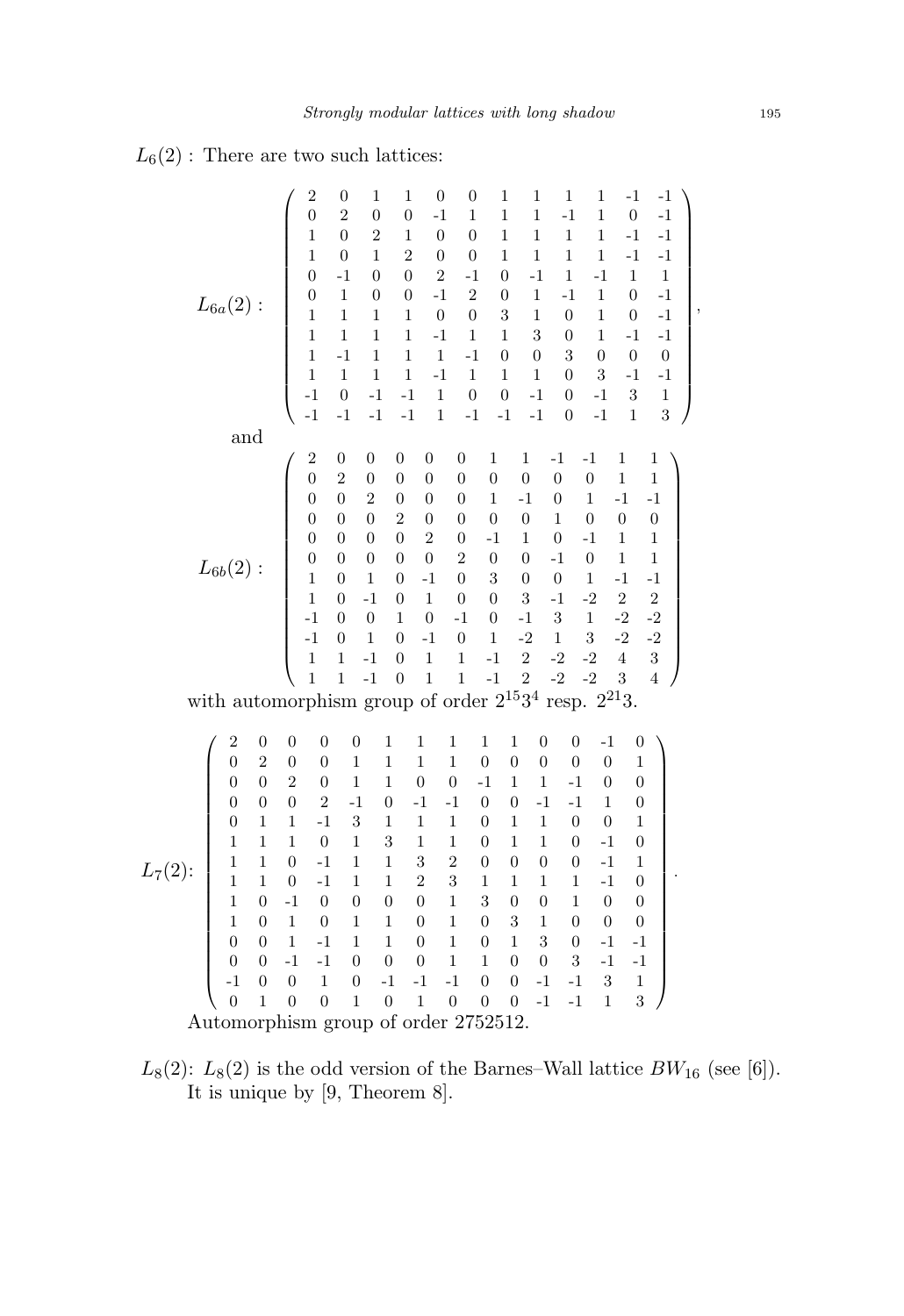$L_6(2)$ : There are two such lattices:

$$
L_{6a}(2): \quad \left(\begin{array}{cccccccccccc}
2 & 0 & 1 & 1 & 0 & 0 & 1 & 1 & 1 & 1 & -1 & -1 \\
0 & 2 & 0 & 0 & -1 & 1 & 1 & 1 & -1 & 1 & 0 & -1 \\
1 & 0 & 2 & 1 & 0 & 0 & 1 & 1 & 1 & 1 & -1 & -1 \\
1 & 0 & 1 & 2 & 0 & 0 & 1 & 1 & 1 & 1 & -1 & -1 \\
0 & -1 & 0 & 0 & 2 & -1 & 0 & -1 & 1 & -1 & 1 & 1 \\
0 & 1 & 0 & 0 & -1 & 2 & 0 & 1 & -1 & 1 & 0 & -1 \\
1 & 1 & 1 & 1 & 0 & 0 & 3 & 1 & 0 & 1 & 0 & -1 \\
1 & 1 & 1 & 1 & -1 & 1 & 1 & 3 & 0 & 1 & -1 & -1 \\
1 & -1 & 1 & 1 & 1 & -1 & 0 & 0 & 3 & 0 & 0 & 0 \\
1 & 1 & 1 & 1 & -1 & 1 & 1 & 1 & 0 & 3 & -1 & -1 \\
-1 & 0 & -1 & -1 & 1 & 0 & 0 & -1 & 0 & -1 & 3 & 1 \\
-1 & -1 & -1 & -1 & 1 & -1 & -1 & -1 & 0 & -1 & 1 & 3
\end{array}\right),
$$

and

$$
L_{6b}(2): \quad \left(\begin{array}{cccccccccccc}
2 & 0 & 0 & 0 & 0 & 0 & 1 & 1 & -1 & -1 & 1 & 1 \\
0 & 2 & 0 & 0 & 0 & 0 & 0 & 0 & 0 & 0 & 1 & 1 \\
0 & 0 & 2 & 0 & 0 & 0 & 1 & -1 & 0 & 1 & -1 & -1 \\
0 & 0 & 0 & 2 & 0 & 0 & 0 & 0 & 1 & 0 & 0 & 0 \\
0 & 0 & 0 & 0 & 2 & 0 & -1 & 1 & 0 & -1 & 1 & 1 \\
0 & 0 & 0 & 0 & 0 & 2 & 0 & 0 & -1 & 0 & 1 & 1 \\
1 & 0 & 1 & 0 & -1 & 0 & 3 & 0 & 0 & 1 & -1 & -1 \\
1 & 0 & -1 & 0 & 1 & 0 & 0 & 3 & -1 & -2 & 2 & 2 \\
-1 & 0 & 0 & 1 & 0 & -1 & 0 & -1 & 3 & 1 & -2 & -2 \\
-1 & 0 & 1 & 0 & -1 & 0 & 1 & -2 & 1 & 3 & -2 & -2 \\
1 & 1 & -1 & 0 & 1 & 1 & -1 & 2 & -2 & -2 & 4 & 3 \\
1 & 1 & -1 & 0 & 1 & 1 & -1 & 2 & -2 & -2 & 3 & 4
\end{array}\right)
$$

with automorphism group of order $2^{15}3^4$ resp. $2^{21}3$.

$$
L_7(2): \quad \left(\begin{array}{cccccccccccccc}
2 & 0 & 0 & 0 & 0 & 1 & 1 & 1 & 1 & 1 & 0 & 0 & -1 & 0 \\
0 & 2 & 0 & 0 & 1 & 1 & 1 & 1 & 0 & 0 & 0 & 0 & 0 & 1 \\
0 & 0 & 2 & 0 & 1 & 1 & 0 & 0 & -1 & 1 & 1 & -1 & 0 & 0 \\
0 & 0 & 0 & 2 & -1 & 0 & -1 & -1 & 0 & 0 & -1 & -1 & 1 & 0 \\
0 & 1 & 1 & -1 & 3 & 1 & 1 & 1 & 0 & 1 & 1 & 0 & 0 & 1 \\
1 & 1 & 1 & 0 & 1 & 3 & 1 & 1 & 0 & 1 & 1 & 0 & -1 & 0 \\
1 & 1 & 0 & -1 & 1 & 1 & 3 & 2 & 0 & 0 & 0 & 0 & -1 & 1 \\
1 & 1 & 0 & -1 & 1 & 1 & 2 & 3 & 1 & 1 & 1 & 1 & -1 & 0 \\
1 & 0 & -1 & 0 & 0 & 0 & 0 & 1 & 3 & 0 & 0 & 1 & 0 & 0 \\
1 & 0 & 1 & 0 & 1 & 1 & 0 & 1 & 0 & 3 & 1 & 0 & 0 & 0 \\
0 & 0 & 1 & -1 & 1 & 1 & 0 & 1 & 0 & 1 & 3 & 0 & -1 & -1 \\
0 & 0 & -1 & -1 & 0 & 0 & 0 & 1 & 1 & 0 & 0 & 3 & -1 & -1 \\
-1 & 0 & 0 & 1 & 0 & -1 & -1 & -1 & 0 & 0 & -1 & -1 & 3 & 1 \\
0 & 1 & 0 & 0 & 1 & 0 & 1 & 0 & 0 & 0 & -1 & -1 & 1 & 3
\end{array}\right).
$$

Automorphism group of order 2752512.

$L_8(2)$: $L_8(2)$ is the odd version of the Barnes–Wall lattice $BW_{16}$ (see [6]). It is unique by [9, Theorem 8].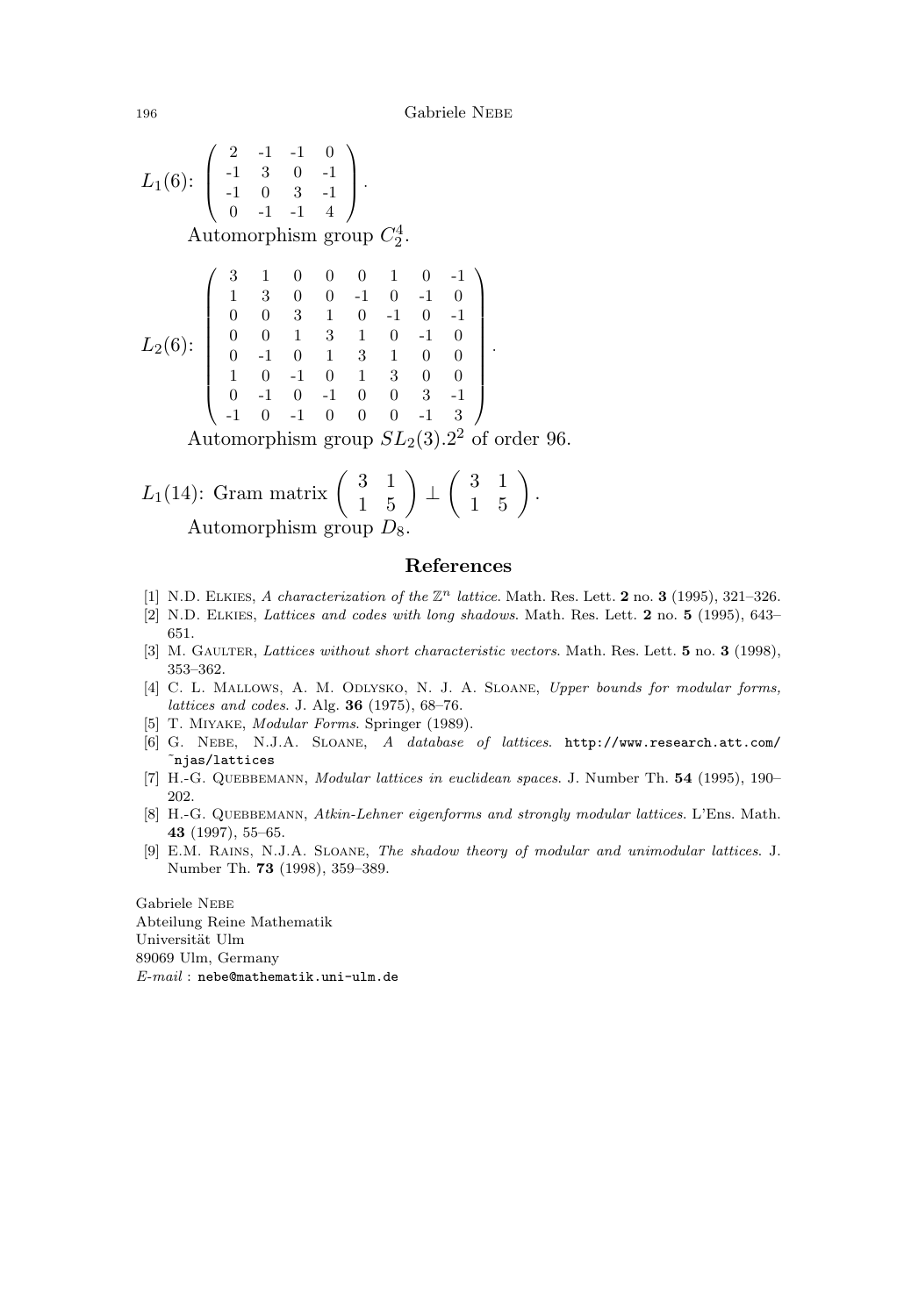$L_1(6)$: $\begin{pmatrix} 2 & -1 & -1 & 0 \\ -1 & 3 & 0 & -1 \\ -1 & 0 & 3 & -1 \\ 0 & -1 & -1 & 4 \end{pmatrix}$.

Automorphism group $C_2^4$.

$L_2(6)$: $\begin{pmatrix} 3 & 1 & 0 & 0 & 0 & 1 & 0 & -1 \\ 1 & 3 & 0 & 0 & -1 & 0 & -1 & 0 \\ 0 & 0 & 3 & 1 & 0 & -1 & 0 & -1 \\ 0 & 0 & 1 & 3 & 1 & 0 & -1 & 0 \\ 0 & -1 & 0 & 1 & 3 & 1 & 0 & 0 \\ 1 & 0 & -1 & 0 & 1 & 3 & 0 & 0 \\ 0 & -1 & 0 & -1 & 0 & 0 & 3 & -1 \\ -1 & 0 & -1 & 0 & 0 & 0 & -1 & 3 \end{pmatrix}$.

Automorphism group $SL_2(3).2^2$ of order 96.

$L_1(14)$: Gram matrix $\begin{pmatrix} 3 & 1 \\ 1 & 5 \end{pmatrix} \perp \begin{pmatrix} 3 & 1 \\ 1 & 5 \end{pmatrix}$.

Automorphism group $D_8$.

## References

[1] N.D. Elkies, *A characterization of the $\mathbb{Z}^n$ lattice*. Math. Res. Lett. **2** no. **3** (1995), 321–326.

[2] N.D. Elkies, *Lattices and codes with long shadows*. Math. Res. Lett. **2** no. **5** (1995), 643–651.

[3] M. Gaulter, *Lattices without short characteristic vectors*. Math. Res. Lett. **5** no. **3** (1998), 353–362.

[4] C. L. Mallows, A. M. Odlysko, N. J. A. Sloane, *Upper bounds for modular forms, lattices and codes*. J. Alg. **36** (1975), 68–76.

[5] T. Miyake, *Modular Forms*. Springer (1989).

[6] G. Nebe, N.J.A. Sloane, *A database of lattices*. `http://www.research.att.com/~njas/lattices`

[7] H.-G. Quebbemann, *Modular lattices in euclidean spaces*. J. Number Th. **54** (1995), 190–202.

[8] H.-G. Quebbemann, *Atkin-Lehner eigenforms and strongly modular lattices*. L'Ens. Math. **43** (1997), 55–65.

[9] E.M. Rains, N.J.A. Sloane, *The shadow theory of modular and unimodular lattices*. J. Number Th. **73** (1998), 359–389.

Gabriele Nebe
Abteilung Reine Mathematik
Universität Ulm
89069 Ulm, Germany
*E-mail* : `nebe@mathematik.uni-ulm.de`